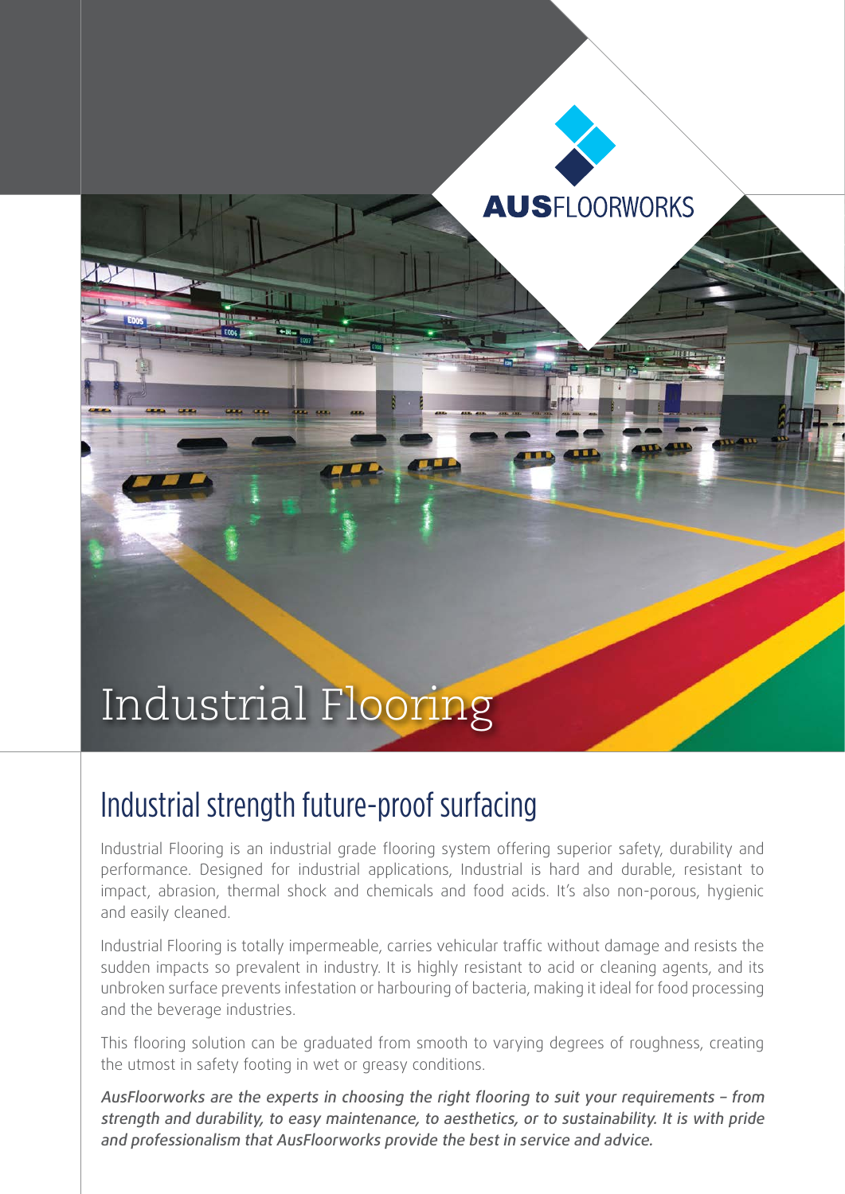AUSFLOORWORKS

# Industrial Flooring

## Industrial strength future-proof surfacing

Industrial Flooring is an industrial grade flooring system offering superior safety, durability and performance. Designed for industrial applications, Industrial is hard and durable, resistant to impact, abrasion, thermal shock and chemicals and food acids. It's also non-porous, hygienic and easily cleaned.

Industrial Flooring is totally impermeable, carries vehicular traffic without damage and resists the sudden impacts so prevalent in industry. It is highly resistant to acid or cleaning agents, and its unbroken surface prevents infestation or harbouring of bacteria, making it ideal for food processing and the beverage industries.

This flooring solution can be graduated from smooth to varying degrees of roughness, creating the utmost in safety footing in wet or greasy conditions.

*AusFloorworks are the experts in choosing the right flooring to suit your requirements – from strength and durability, to easy maintenance, to aesthetics, or to sustainability. It is with pride and professionalism that AusFloorworks provide the best in service and advice.*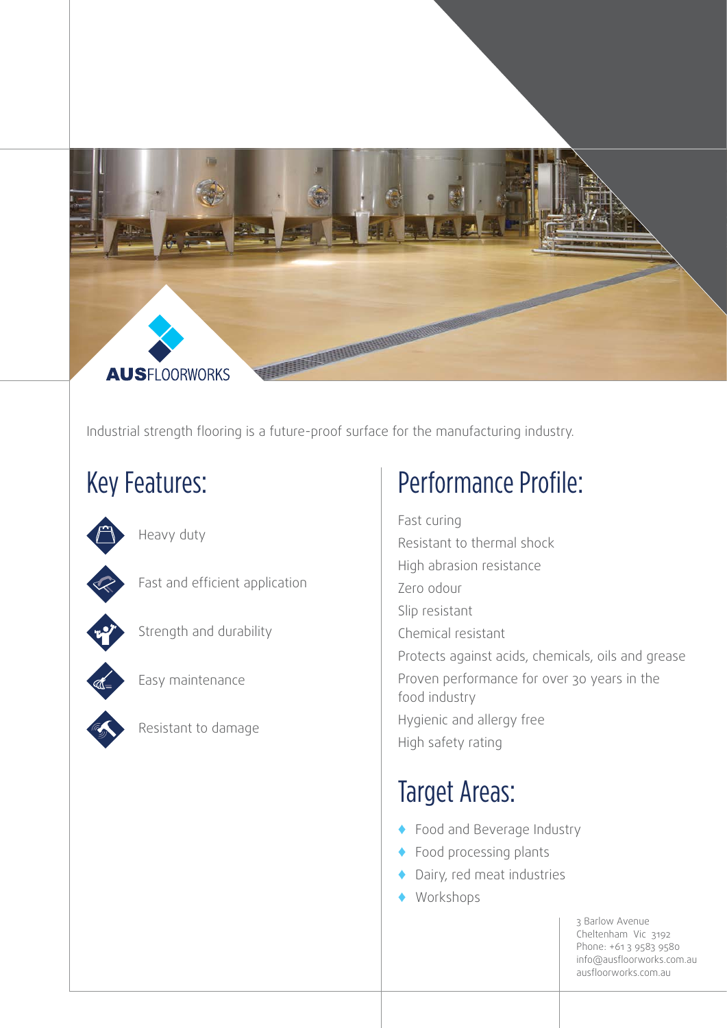AUSFLOORWORKS

Industrial strength flooring is a future-proof surface for the manufacturing industry.

## Key Features:

- Heavy duty
- Fast and efficient application
- Strength and durability
- Easy maintenance
- Resistant to damage

## Performance Profile:

Fast curing

Resistant to thermal shock

High abrasion resistance

Zero odour

Slip resistant

Chemical resistant

Protects against acids, chemicals, oils and grease

Proven performance for over 30 years in the food industry

Hygienic and allergy free

High safety rating

## Target Areas:

- Food and Beverage Industry
- Food processing plants
- Dairy, red meat industries
- Workshops

3 Barlow Avenue
Cheltenham Vic 3192
Phone: +61 3 9583 9580
info@ausfloorworks.com.au
ausfloorworks.com.au